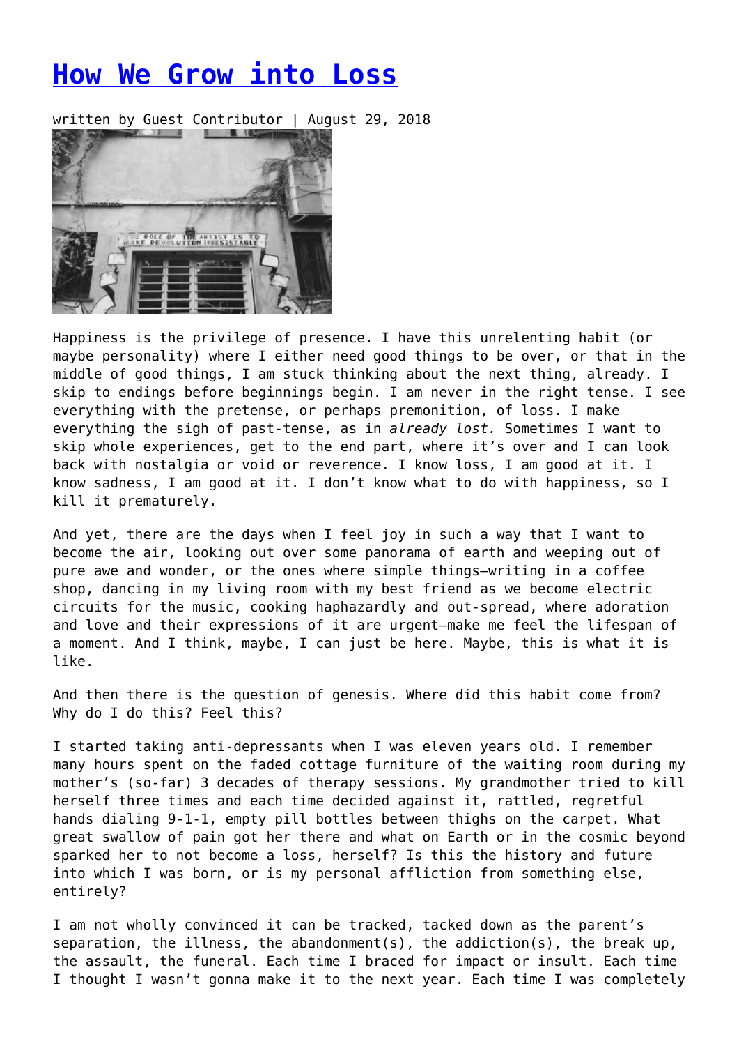# How We Grow into Loss

written by Guest Contributor | August 29, 2018

Happiness is the privilege of presence. I have this unrelenting habit (or maybe personality) where I either need good things to be over, or that in the middle of good things, I am stuck thinking about the next thing, already. I skip to endings before beginnings begin. I am never in the right tense. I see everything with the pretense, or perhaps premonition, of loss. I make everything the sigh of past-tense, as in *already lost.* Sometimes I want to skip whole experiences, get to the end part, where it's over and I can look back with nostalgia or void or reverence. I know loss, I am good at it. I know sadness, I am good at it. I don't know what to do with happiness, so I kill it prematurely.

And yet, there are the days when I feel joy in such a way that I want to become the air, looking out over some panorama of earth and weeping out of pure awe and wonder, or the ones where simple things—writing in a coffee shop, dancing in my living room with my best friend as we become electric circuits for the music, cooking haphazardly and out-spread, where adoration and love and their expressions of it are urgent—make me feel the lifespan of a moment. And I think, maybe, I can just be here. Maybe, this is what it is like.

And then there is the question of genesis. Where did this habit come from? Why do I do this? Feel this?

I started taking anti-depressants when I was eleven years old. I remember many hours spent on the faded cottage furniture of the waiting room during my mother's (so-far) 3 decades of therapy sessions. My grandmother tried to kill herself three times and each time decided against it, rattled, regretful hands dialing 9-1-1, empty pill bottles between thighs on the carpet. What great swallow of pain got her there and what on Earth or in the cosmic beyond sparked her to not become a loss, herself? Is this the history and future into which I was born, or is my personal affliction from something else, entirely?

I am not wholly convinced it can be tracked, tacked down as the parent's separation, the illness, the abandonment(s), the addiction(s), the break up, the assault, the funeral. Each time I braced for impact or insult. Each time I thought I wasn't gonna make it to the next year. Each time I was completely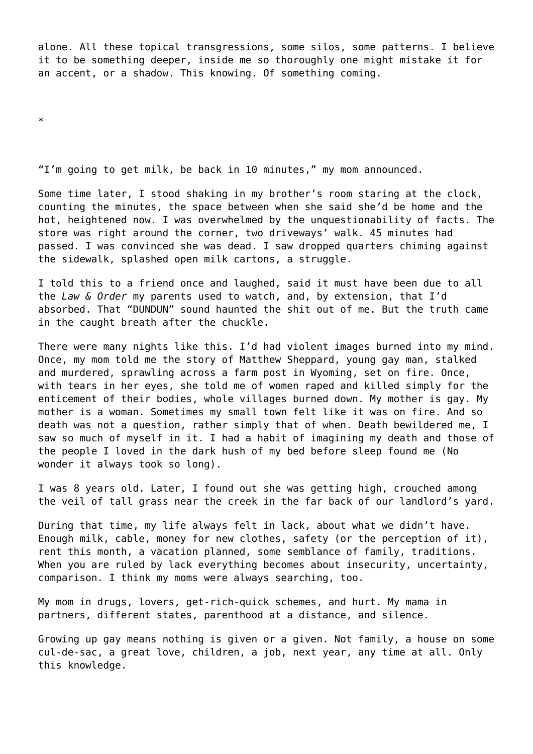alone. All these topical transgressions, some silos, some patterns. I believe it to be something deeper, inside me so thoroughly one might mistake it for an accent, or a shadow. This knowing. Of something coming.

*

"I'm going to get milk, be back in 10 minutes," my mom announced.

Some time later, I stood shaking in my brother's room staring at the clock, counting the minutes, the space between when she said she'd be home and the hot, heightened now. I was overwhelmed by the unquestionability of facts. The store was right around the corner, two driveways' walk. 45 minutes had passed. I was convinced she was dead. I saw dropped quarters chiming against the sidewalk, splashed open milk cartons, a struggle.

I told this to a friend once and laughed, said it must have been due to all the *Law & Order* my parents used to watch, and, by extension, that I'd absorbed. That "DUNDUN" sound haunted the shit out of me. But the truth came in the caught breath after the chuckle.

There were many nights like this. I'd had violent images burned into my mind. Once, my mom told me the story of Matthew Sheppard, young gay man, stalked and murdered, sprawling across a farm post in Wyoming, set on fire. Once, with tears in her eyes, she told me of women raped and killed simply for the enticement of their bodies, whole villages burned down. My mother is gay. My mother is a woman. Sometimes my small town felt like it was on fire. And so death was not a question, rather simply that of when. Death bewildered me, I saw so much of myself in it. I had a habit of imagining my death and those of the people I loved in the dark hush of my bed before sleep found me (No wonder it always took so long).

I was 8 years old. Later, I found out she was getting high, crouched among the veil of tall grass near the creek in the far back of our landlord's yard.

During that time, my life always felt in lack, about what we didn't have. Enough milk, cable, money for new clothes, safety (or the perception of it), rent this month, a vacation planned, some semblance of family, traditions. When you are ruled by lack everything becomes about insecurity, uncertainty, comparison. I think my moms were always searching, too.

My mom in drugs, lovers, get-rich-quick schemes, and hurt. My mama in partners, different states, parenthood at a distance, and silence.

Growing up gay means nothing is given or a given. Not family, a house on some cul-de-sac, a great love, children, a job, next year, any time at all. Only this knowledge.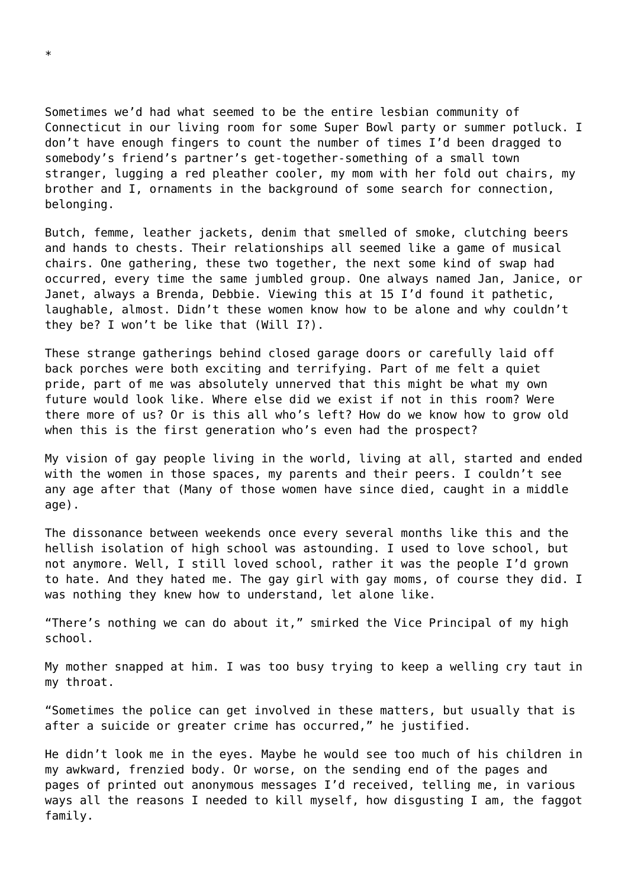*

Sometimes we'd had what seemed to be the entire lesbian community of Connecticut in our living room for some Super Bowl party or summer potluck. I don't have enough fingers to count the number of times I'd been dragged to somebody's friend's partner's get-together-something of a small town stranger, lugging a red pleather cooler, my mom with her fold out chairs, my brother and I, ornaments in the background of some search for connection, belonging.

Butch, femme, leather jackets, denim that smelled of smoke, clutching beers and hands to chests. Their relationships all seemed like a game of musical chairs. One gathering, these two together, the next some kind of swap had occurred, every time the same jumbled group. One always named Jan, Janice, or Janet, always a Brenda, Debbie. Viewing this at 15 I'd found it pathetic, laughable, almost. Didn't these women know how to be alone and why couldn't they be? I won't be like that (Will I?).

These strange gatherings behind closed garage doors or carefully laid off back porches were both exciting and terrifying. Part of me felt a quiet pride, part of me was absolutely unnerved that this might be what my own future would look like. Where else did we exist if not in this room? Were there more of us? Or is this all who's left? How do we know how to grow old when this is the first generation who's even had the prospect?

My vision of gay people living in the world, living at all, started and ended with the women in those spaces, my parents and their peers. I couldn't see any age after that (Many of those women have since died, caught in a middle age).

The dissonance between weekends once every several months like this and the hellish isolation of high school was astounding. I used to love school, but not anymore. Well, I still loved school, rather it was the people I'd grown to hate. And they hated me. The gay girl with gay moms, of course they did. I was nothing they knew how to understand, let alone like.

"There's nothing we can do about it," smirked the Vice Principal of my high school.

My mother snapped at him. I was too busy trying to keep a welling cry taut in my throat.

"Sometimes the police can get involved in these matters, but usually that is after a suicide or greater crime has occurred," he justified.

He didn't look me in the eyes. Maybe he would see too much of his children in my awkward, frenzied body. Or worse, on the sending end of the pages and pages of printed out anonymous messages I'd received, telling me, in various ways all the reasons I needed to kill myself, how disgusting I am, the faggot family.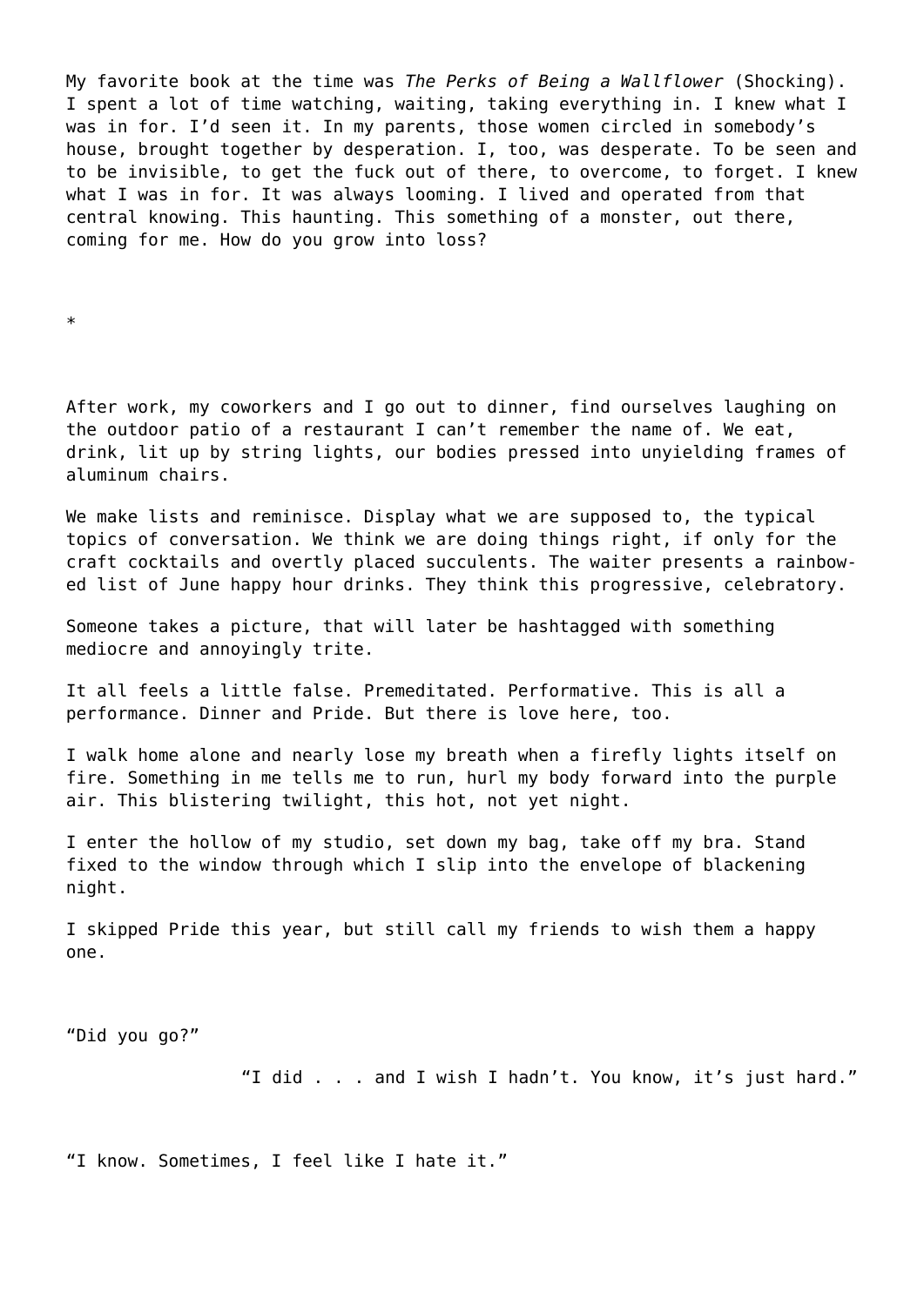My favorite book at the time was *The Perks of Being a Wallflower* (Shocking). I spent a lot of time watching, waiting, taking everything in. I knew what I was in for. I'd seen it. In my parents, those women circled in somebody's house, brought together by desperation. I, too, was desperate. To be seen and to be invisible, to get the fuck out of there, to overcome, to forget. I knew what I was in for. It was always looming. I lived and operated from that central knowing. This haunting. This something of a monster, out there, coming for me. How do you grow into loss?

*

After work, my coworkers and I go out to dinner, find ourselves laughing on the outdoor patio of a restaurant I can't remember the name of. We eat, drink, lit up by string lights, our bodies pressed into unyielding frames of aluminum chairs.

We make lists and reminisce. Display what we are supposed to, the typical topics of conversation. We think we are doing things right, if only for the craft cocktails and overtly placed succulents. The waiter presents a rainbow-ed list of June happy hour drinks. They think this progressive, celebratory.

Someone takes a picture, that will later be hashtagged with something mediocre and annoyingly trite.

It all feels a little false. Premeditated. Performative. This is all a performance. Dinner and Pride. But there is love here, too.

I walk home alone and nearly lose my breath when a firefly lights itself on fire. Something in me tells me to run, hurl my body forward into the purple air. This blistering twilight, this hot, not yet night.

I enter the hollow of my studio, set down my bag, take off my bra. Stand fixed to the window through which I slip into the envelope of blackening night.

I skipped Pride this year, but still call my friends to wish them a happy one.

"Did you go?"

"I did . . . and I wish I hadn't. You know, it's just hard."

"I know. Sometimes, I feel like I hate it."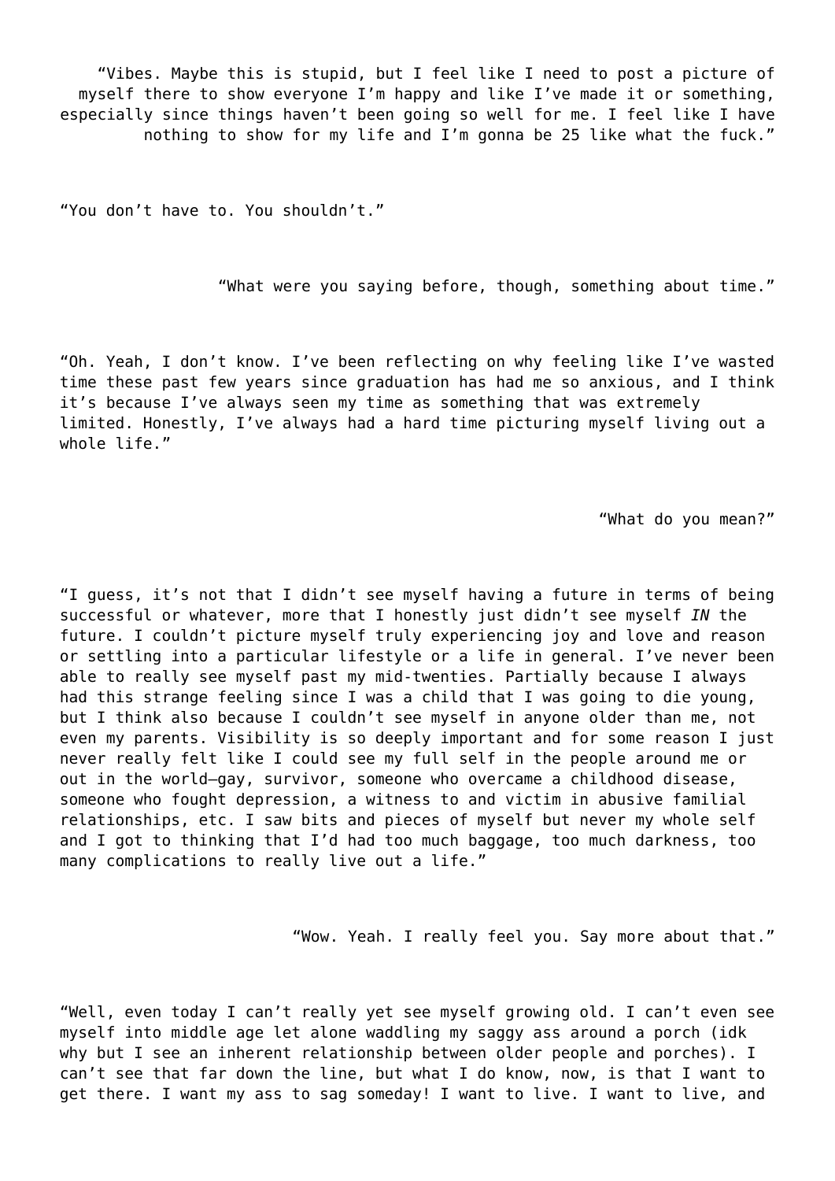"Vibes. Maybe this is stupid, but I feel like I need to post a picture of myself there to show everyone I'm happy and like I've made it or something, especially since things haven't been going so well for me. I feel like I have nothing to show for my life and I'm gonna be 25 like what the fuck."

"You don't have to. You shouldn't."

"What were you saying before, though, something about time."

"Oh. Yeah, I don't know. I've been reflecting on why feeling like I've wasted time these past few years since graduation has had me so anxious, and I think it's because I've always seen my time as something that was extremely limited. Honestly, I've always had a hard time picturing myself living out a whole life."

"What do you mean?"

"I guess, it's not that I didn't see myself having a future in terms of being successful or whatever, more that I honestly just didn't see myself *IN* the future. I couldn't picture myself truly experiencing joy and love and reason or settling into a particular lifestyle or a life in general. I've never been able to really see myself past my mid-twenties. Partially because I always had this strange feeling since I was a child that I was going to die young, but I think also because I couldn't see myself in anyone older than me, not even my parents. Visibility is so deeply important and for some reason I just never really felt like I could see my full self in the people around me or out in the world—gay, survivor, someone who overcame a childhood disease, someone who fought depression, a witness to and victim in abusive familial relationships, etc. I saw bits and pieces of myself but never my whole self and I got to thinking that I'd had too much baggage, too much darkness, too many complications to really live out a life."

"Wow. Yeah. I really feel you. Say more about that."

"Well, even today I can't really yet see myself growing old. I can't even see myself into middle age let alone waddling my saggy ass around a porch (idk why but I see an inherent relationship between older people and porches). I can't see that far down the line, but what I do know, now, is that I want to get there. I want my ass to sag someday! I want to live. I want to live, and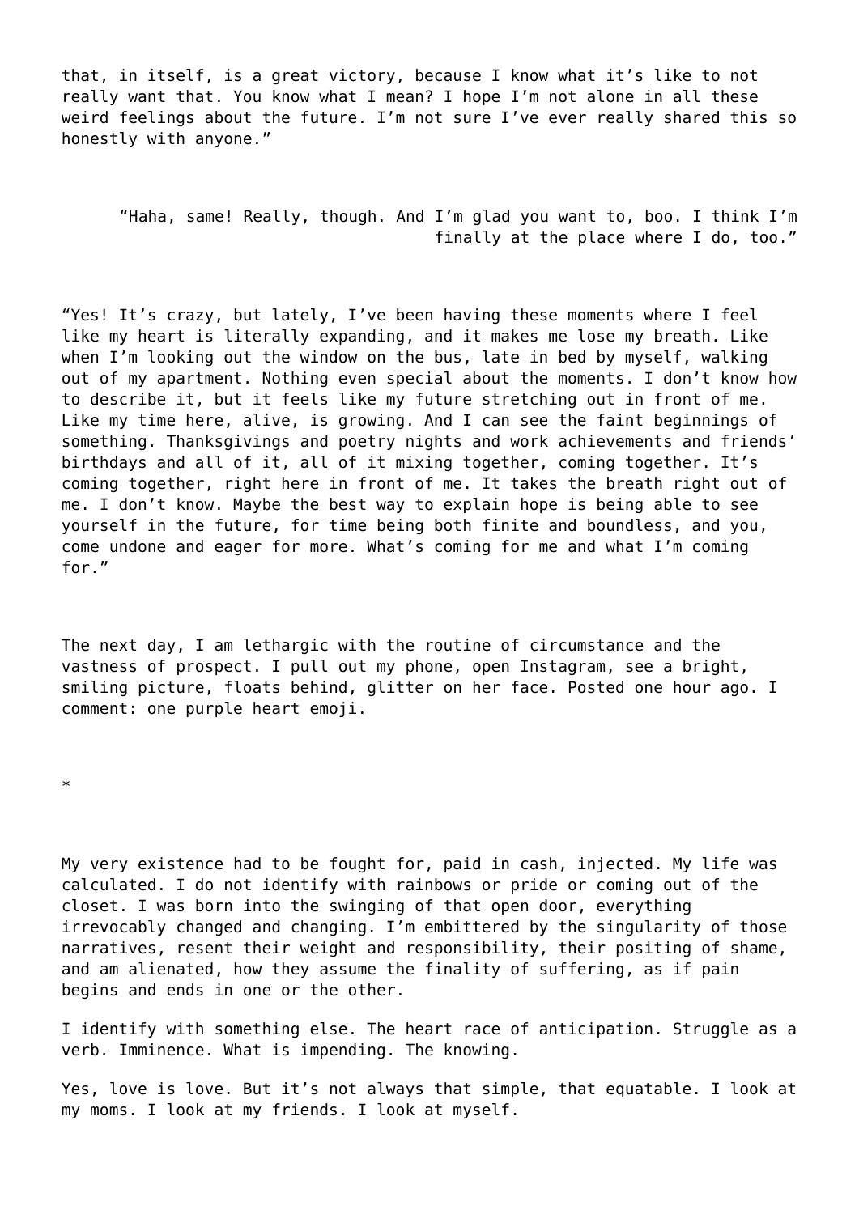that, in itself, is a great victory, because I know what it's like to not really want that. You know what I mean? I hope I'm not alone in all these weird feelings about the future. I'm not sure I've ever really shared this so honestly with anyone."

"Haha, same! Really, though. And I'm glad you want to, boo. I think I'm finally at the place where I do, too."

"Yes! It's crazy, but lately, I've been having these moments where I feel like my heart is literally expanding, and it makes me lose my breath. Like when I'm looking out the window on the bus, late in bed by myself, walking out of my apartment. Nothing even special about the moments. I don't know how to describe it, but it feels like my future stretching out in front of me. Like my time here, alive, is growing. And I can see the faint beginnings of something. Thanksgivings and poetry nights and work achievements and friends' birthdays and all of it, all of it mixing together, coming together. It's coming together, right here in front of me. It takes the breath right out of me. I don't know. Maybe the best way to explain hope is being able to see yourself in the future, for time being both finite and boundless, and you, come undone and eager for more. What's coming for me and what I'm coming for."

The next day, I am lethargic with the routine of circumstance and the vastness of prospect. I pull out my phone, open Instagram, see a bright, smiling picture, floats behind, glitter on her face. Posted one hour ago. I comment: one purple heart emoji.

*

My very existence had to be fought for, paid in cash, injected. My life was calculated. I do not identify with rainbows or pride or coming out of the closet. I was born into the swinging of that open door, everything irrevocably changed and changing. I'm embittered by the singularity of those narratives, resent their weight and responsibility, their positing of shame, and am alienated, how they assume the finality of suffering, as if pain begins and ends in one or the other.

I identify with something else. The heart race of anticipation. Struggle as a verb. Imminence. What is impending. The knowing.

Yes, love is love. But it's not always that simple, that equatable. I look at my moms. I look at my friends. I look at myself.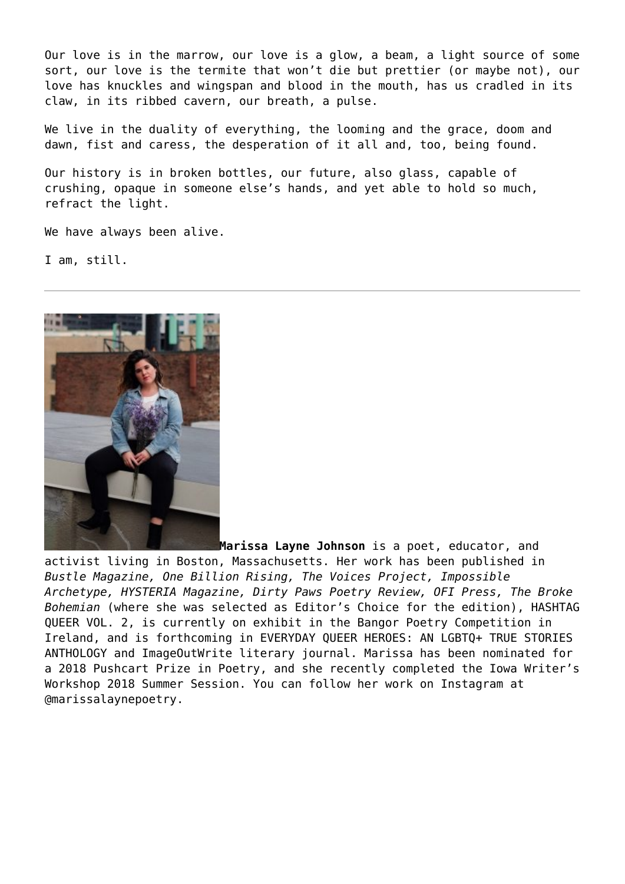Our love is in the marrow, our love is a glow, a beam, a light source of some sort, our love is the termite that won't die but prettier (or maybe not), our love has knuckles and wingspan and blood in the mouth, has us cradled in its claw, in its ribbed cavern, our breath, a pulse.

We live in the duality of everything, the looming and the grace, doom and dawn, fist and caress, the desperation of it all and, too, being found.

Our history is in broken bottles, our future, also glass, capable of crushing, opaque in someone else's hands, and yet able to hold so much, refract the light.

We have always been alive.

I am, still.

---

**Marissa Layne Johnson** is a poet, educator, and activist living in Boston, Massachusetts. Her work has been published in *Bustle Magazine, One Billion Rising, The Voices Project, Impossible Archetype, HYSTERIA Magazine, Dirty Paws Poetry Review, OFI Press, The Broke Bohemian* (where she was selected as Editor's Choice for the edition), HASHTAG QUEER VOL. 2, is currently on exhibit in the Bangor Poetry Competition in Ireland, and is forthcoming in EVERYDAY QUEER HEROES: AN LGBTQ+ TRUE STORIES ANTHOLOGY and ImageOutWrite literary journal. Marissa has been nominated for a 2018 Pushcart Prize in Poetry, and she recently completed the Iowa Writer's Workshop 2018 Summer Session. You can follow her work on Instagram at @marissalaynepoetry.